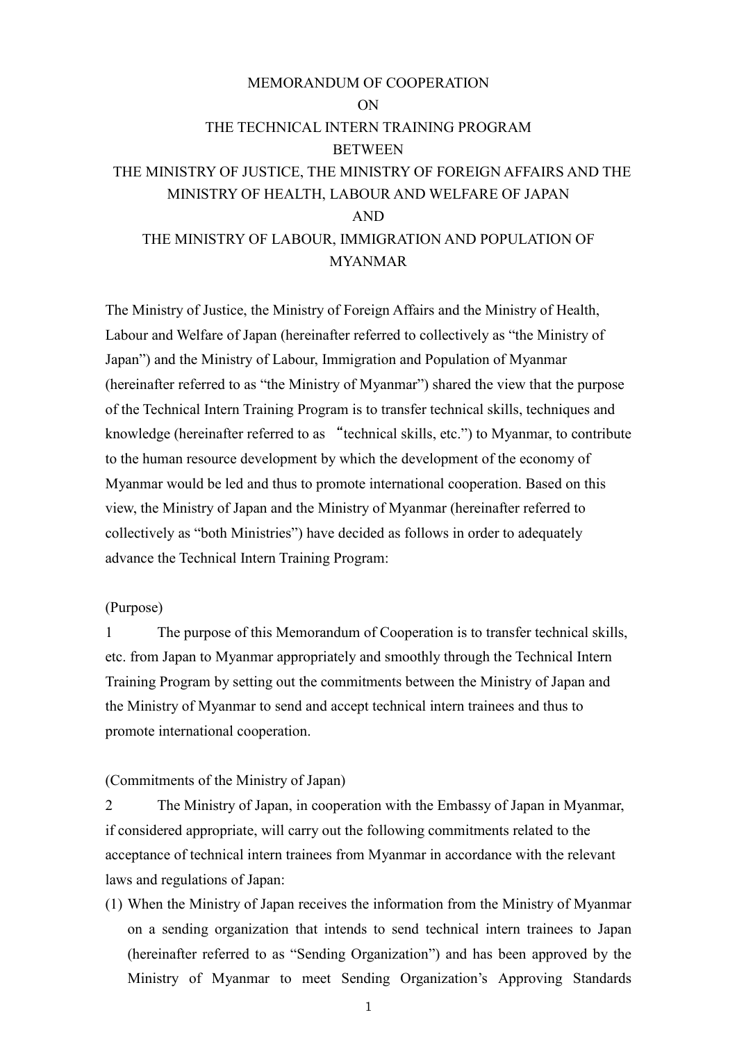# MEMORANDUM OF COOPERATION ON THE TECHNICAL INTERN TRAINING PROGRAM BETWEEN THE MINISTRY OF JUSTICE, THE MINISTRY OF FOREIGN AFFAIRS AND THE MINISTRY OF HEALTH, LABOUR AND WELFARE OF JAPAN AND THE MINISTRY OF LABOUR, IMMIGRATION AND POPULATION OF MYANMAR

The Ministry of Justice, the Ministry of Foreign Affairs and the Ministry of Health, Labour and Welfare of Japan (hereinafter referred to collectively as "the Ministry of Japan") and the Ministry of Labour, Immigration and Population of Myanmar (hereinafter referred to as "the Ministry of Myanmar") shared the view that the purpose of the Technical Intern Training Program is to transfer technical skills, techniques and knowledge (hereinafter referred to as "technical skills, etc.") to Myanmar, to contribute to the human resource development by which the development of the economy of Myanmar would be led and thus to promote international cooperation. Based on this view, the Ministry of Japan and the Ministry of Myanmar (hereinafter referred to collectively as "both Ministries") have decided as follows in order to adequately advance the Technical Intern Training Program:

(Purpose)

1 The purpose of this Memorandum of Cooperation is to transfer technical skills, etc. from Japan to Myanmar appropriately and smoothly through the Technical Intern Training Program by setting out the commitments between the Ministry of Japan and the Ministry of Myanmar to send and accept technical intern trainees and thus to promote international cooperation.

(Commitments of the Ministry of Japan)

2 The Ministry of Japan, in cooperation with the Embassy of Japan in Myanmar, if considered appropriate, will carry out the following commitments related to the acceptance of technical intern trainees from Myanmar in accordance with the relevant laws and regulations of Japan:

(1) When the Ministry of Japan receives the information from the Ministry of Myanmar on a sending organization that intends to send technical intern trainees to Japan (hereinafter referred to as "Sending Organization") and has been approved by the Ministry of Myanmar to meet Sending Organization's Approving Standards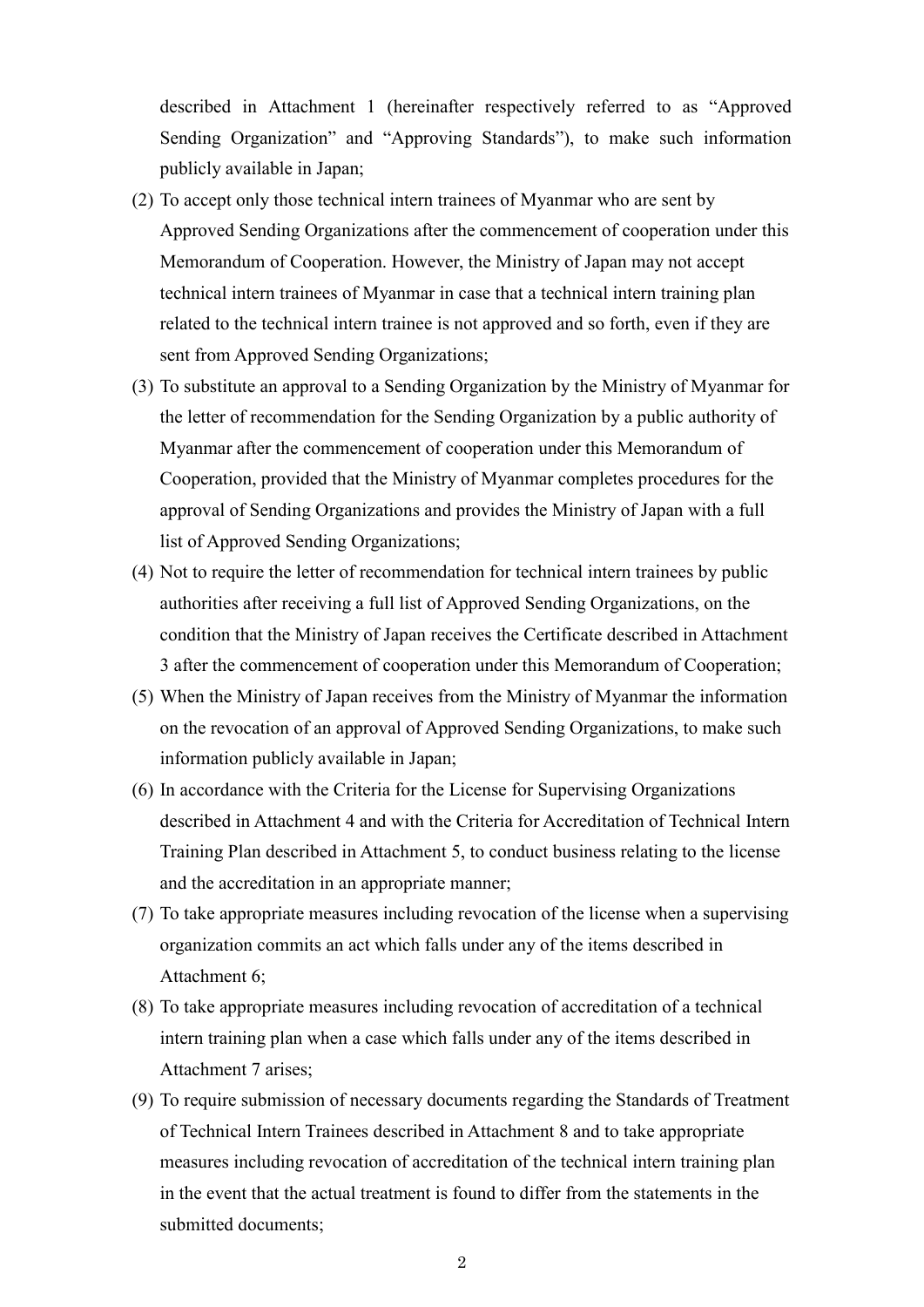described in Attachment 1 (hereinafter respectively referred to as "Approved Sending Organization" and "Approving Standards"), to make such information publicly available in Japan;

(2) To accept only those technical intern trainees of Myanmar who are sent by Approved Sending Organizations after the commencement of cooperation under this Memorandum of Cooperation. However, the Ministry of Japan may not accept technical intern trainees of Myanmar in case that a technical intern training plan related to the technical intern trainee is not approved and so forth, even if they are sent from Approved Sending Organizations;

(3) To substitute an approval to a Sending Organization by the Ministry of Myanmar for the letter of recommendation for the Sending Organization by a public authority of Myanmar after the commencement of cooperation under this Memorandum of Cooperation, provided that the Ministry of Myanmar completes procedures for the approval of Sending Organizations and provides the Ministry of Japan with a full list of Approved Sending Organizations;

(4) Not to require the letter of recommendation for technical intern trainees by public authorities after receiving a full list of Approved Sending Organizations, on the condition that the Ministry of Japan receives the Certificate described in Attachment 3 after the commencement of cooperation under this Memorandum of Cooperation;

(5) When the Ministry of Japan receives from the Ministry of Myanmar the information on the revocation of an approval of Approved Sending Organizations, to make such information publicly available in Japan;

(6) In accordance with the Criteria for the License for Supervising Organizations described in Attachment 4 and with the Criteria for Accreditation of Technical Intern Training Plan described in Attachment 5, to conduct business relating to the license and the accreditation in an appropriate manner;

(7) To take appropriate measures including revocation of the license when a supervising organization commits an act which falls under any of the items described in Attachment 6;

(8) To take appropriate measures including revocation of accreditation of a technical intern training plan when a case which falls under any of the items described in Attachment 7 arises;

(9) To require submission of necessary documents regarding the Standards of Treatment of Technical Intern Trainees described in Attachment 8 and to take appropriate measures including revocation of accreditation of the technical intern training plan in the event that the actual treatment is found to differ from the statements in the submitted documents;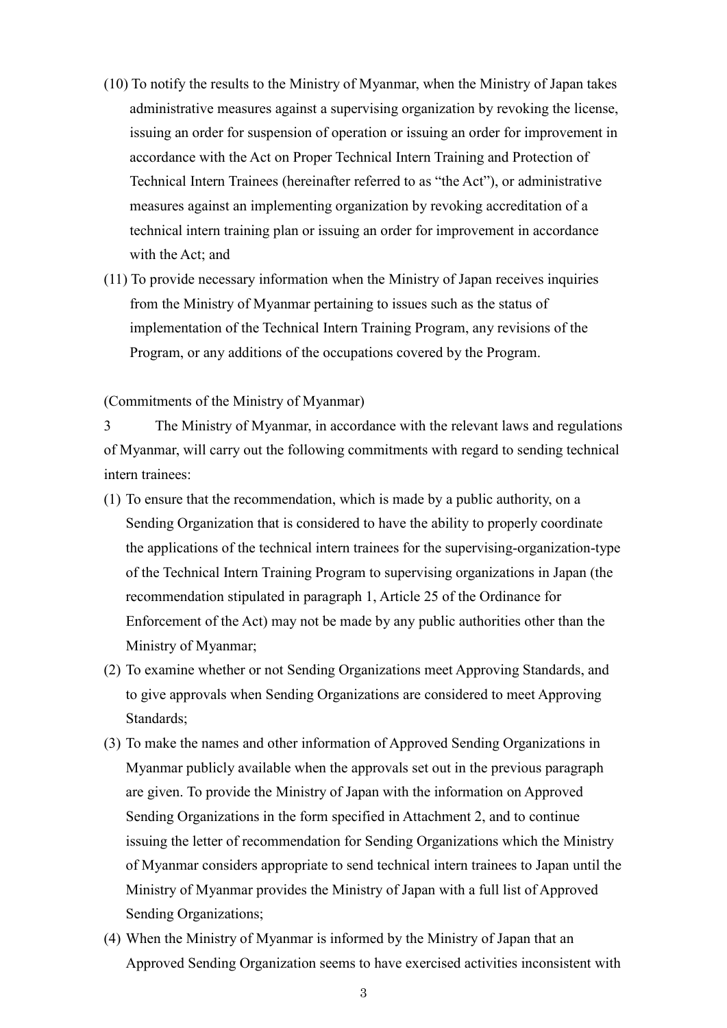(10) To notify the results to the Ministry of Myanmar, when the Ministry of Japan takes administrative measures against a supervising organization by revoking the license, issuing an order for suspension of operation or issuing an order for improvement in accordance with the Act on Proper Technical Intern Training and Protection of Technical Intern Trainees (hereinafter referred to as "the Act"), or administrative measures against an implementing organization by revoking accreditation of a technical intern training plan or issuing an order for improvement in accordance with the Act; and

(11) To provide necessary information when the Ministry of Japan receives inquiries from the Ministry of Myanmar pertaining to issues such as the status of implementation of the Technical Intern Training Program, any revisions of the Program, or any additions of the occupations covered by the Program.

(Commitments of the Ministry of Myanmar)

3 The Ministry of Myanmar, in accordance with the relevant laws and regulations of Myanmar, will carry out the following commitments with regard to sending technical intern trainees:

(1) To ensure that the recommendation, which is made by a public authority, on a Sending Organization that is considered to have the ability to properly coordinate the applications of the technical intern trainees for the supervising-organization-type of the Technical Intern Training Program to supervising organizations in Japan (the recommendation stipulated in paragraph 1, Article 25 of the Ordinance for Enforcement of the Act) may not be made by any public authorities other than the Ministry of Myanmar;

(2) To examine whether or not Sending Organizations meet Approving Standards, and to give approvals when Sending Organizations are considered to meet Approving Standards;

(3) To make the names and other information of Approved Sending Organizations in Myanmar publicly available when the approvals set out in the previous paragraph are given. To provide the Ministry of Japan with the information on Approved Sending Organizations in the form specified in Attachment 2, and to continue issuing the letter of recommendation for Sending Organizations which the Ministry of Myanmar considers appropriate to send technical intern trainees to Japan until the Ministry of Myanmar provides the Ministry of Japan with a full list of Approved Sending Organizations;

(4) When the Ministry of Myanmar is informed by the Ministry of Japan that an Approved Sending Organization seems to have exercised activities inconsistent with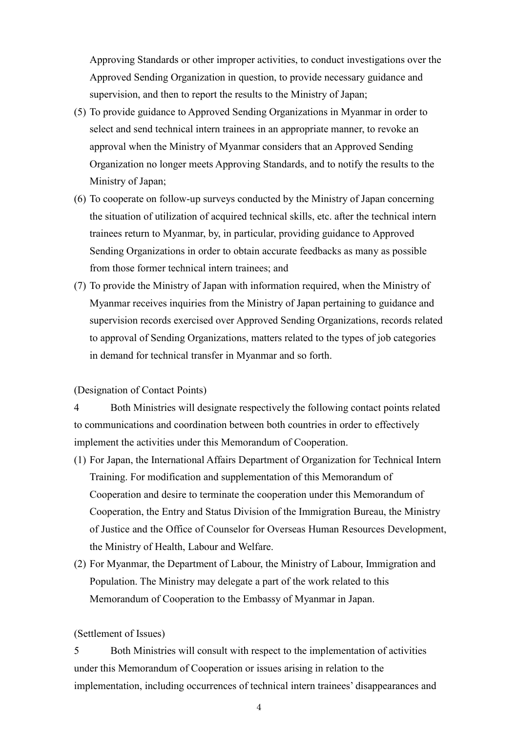Approving Standards or other improper activities, to conduct investigations over the Approved Sending Organization in question, to provide necessary guidance and supervision, and then to report the results to the Ministry of Japan;

(5) To provide guidance to Approved Sending Organizations in Myanmar in order to select and send technical intern trainees in an appropriate manner, to revoke an approval when the Ministry of Myanmar considers that an Approved Sending Organization no longer meets Approving Standards, and to notify the results to the Ministry of Japan;

(6) To cooperate on follow-up surveys conducted by the Ministry of Japan concerning the situation of utilization of acquired technical skills, etc. after the technical intern trainees return to Myanmar, by, in particular, providing guidance to Approved Sending Organizations in order to obtain accurate feedbacks as many as possible from those former technical intern trainees; and

(7) To provide the Ministry of Japan with information required, when the Ministry of Myanmar receives inquiries from the Ministry of Japan pertaining to guidance and supervision records exercised over Approved Sending Organizations, records related to approval of Sending Organizations, matters related to the types of job categories in demand for technical transfer in Myanmar and so forth.

(Designation of Contact Points)

4 Both Ministries will designate respectively the following contact points related to communications and coordination between both countries in order to effectively implement the activities under this Memorandum of Cooperation.

(1) For Japan, the International Affairs Department of Organization for Technical Intern Training. For modification and supplementation of this Memorandum of Cooperation and desire to terminate the cooperation under this Memorandum of Cooperation, the Entry and Status Division of the Immigration Bureau, the Ministry of Justice and the Office of Counselor for Overseas Human Resources Development, the Ministry of Health, Labour and Welfare.

(2) For Myanmar, the Department of Labour, the Ministry of Labour, Immigration and Population. The Ministry may delegate a part of the work related to this Memorandum of Cooperation to the Embassy of Myanmar in Japan.

(Settlement of Issues)

5 Both Ministries will consult with respect to the implementation of activities under this Memorandum of Cooperation or issues arising in relation to the implementation, including occurrences of technical intern trainees' disappearances and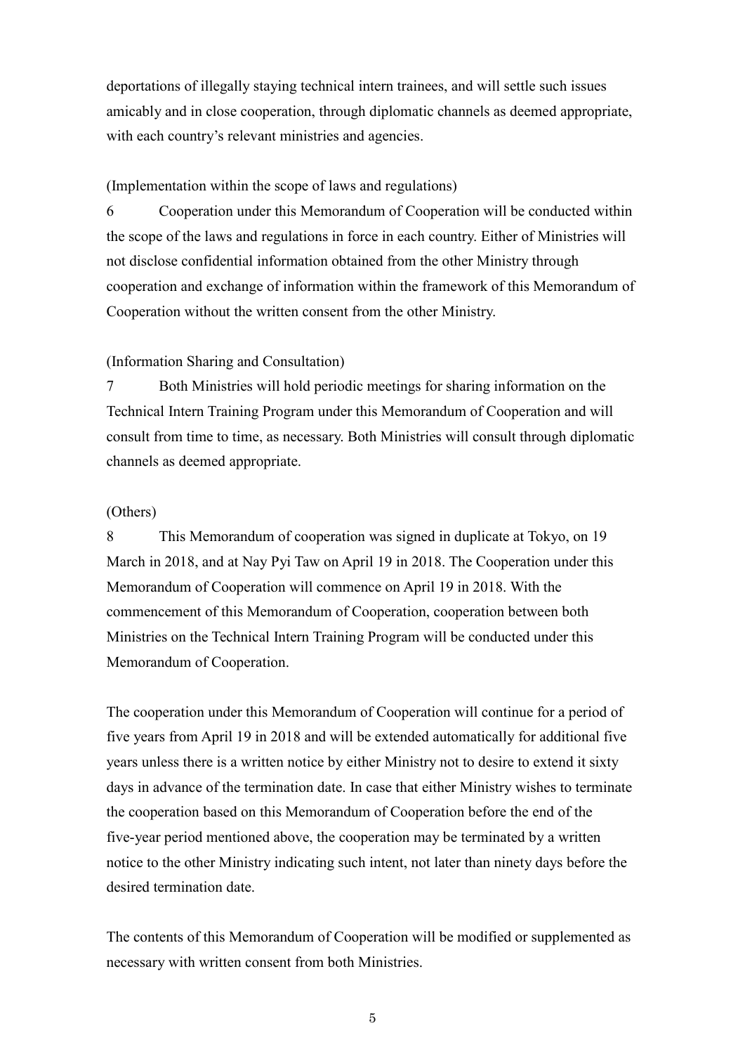deportations of illegally staying technical intern trainees, and will settle such issues amicably and in close cooperation, through diplomatic channels as deemed appropriate, with each country's relevant ministries and agencies.

(Implementation within the scope of laws and regulations)

6 Cooperation under this Memorandum of Cooperation will be conducted within the scope of the laws and regulations in force in each country. Either of Ministries will not disclose confidential information obtained from the other Ministry through cooperation and exchange of information within the framework of this Memorandum of Cooperation without the written consent from the other Ministry.

(Information Sharing and Consultation)

7 Both Ministries will hold periodic meetings for sharing information on the Technical Intern Training Program under this Memorandum of Cooperation and will consult from time to time, as necessary. Both Ministries will consult through diplomatic channels as deemed appropriate.

(Others)

8 This Memorandum of cooperation was signed in duplicate at Tokyo, on 19 March in 2018, and at Nay Pyi Taw on April 19 in 2018. The Cooperation under this Memorandum of Cooperation will commence on April 19 in 2018. With the commencement of this Memorandum of Cooperation, cooperation between both Ministries on the Technical Intern Training Program will be conducted under this Memorandum of Cooperation.

The cooperation under this Memorandum of Cooperation will continue for a period of five years from April 19 in 2018 and will be extended automatically for additional five years unless there is a written notice by either Ministry not to desire to extend it sixty days in advance of the termination date. In case that either Ministry wishes to terminate the cooperation based on this Memorandum of Cooperation before the end of the five-year period mentioned above, the cooperation may be terminated by a written notice to the other Ministry indicating such intent, not later than ninety days before the desired termination date.

The contents of this Memorandum of Cooperation will be modified or supplemented as necessary with written consent from both Ministries.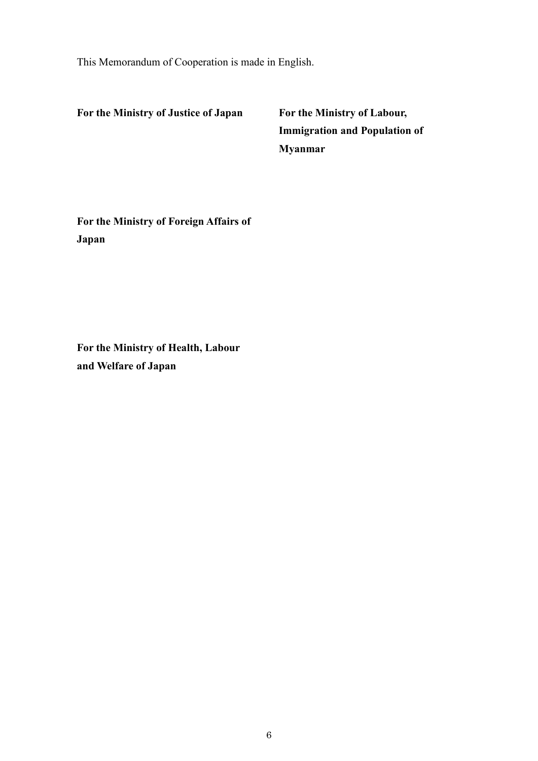This Memorandum of Cooperation is made in English.

**For the Ministry of Justice of Japan**

**For the Ministry of Labour, Immigration and Population of Myanmar**

**For the Ministry of Foreign Affairs of Japan**

**For the Ministry of Health, Labour and Welfare of Japan**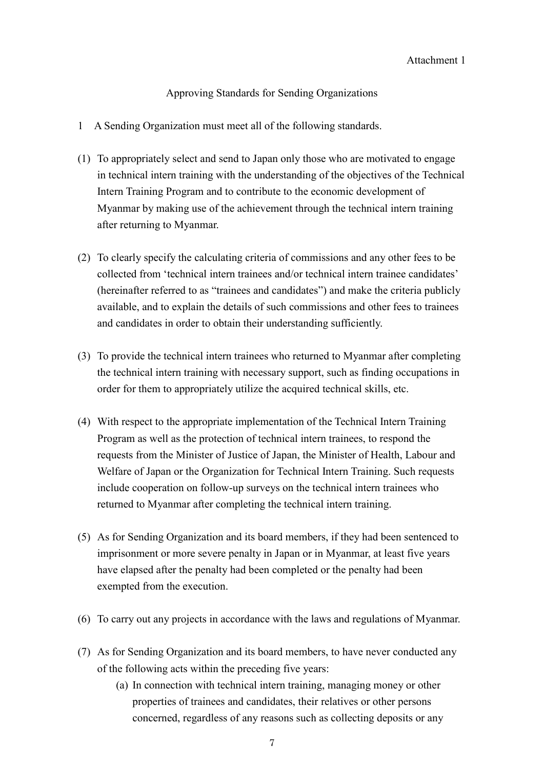Attachment 1

## Approving Standards for Sending Organizations

1 A Sending Organization must meet all of the following standards.

(1) To appropriately select and send to Japan only those who are motivated to engage in technical intern training with the understanding of the objectives of the Technical Intern Training Program and to contribute to the economic development of Myanmar by making use of the achievement through the technical intern training after returning to Myanmar.

(2) To clearly specify the calculating criteria of commissions and any other fees to be collected from 'technical intern trainees and/or technical intern trainee candidates' (hereinafter referred to as "trainees and candidates") and make the criteria publicly available, and to explain the details of such commissions and other fees to trainees and candidates in order to obtain their understanding sufficiently.

(3) To provide the technical intern trainees who returned to Myanmar after completing the technical intern training with necessary support, such as finding occupations in order for them to appropriately utilize the acquired technical skills, etc.

(4) With respect to the appropriate implementation of the Technical Intern Training Program as well as the protection of technical intern trainees, to respond the requests from the Minister of Justice of Japan, the Minister of Health, Labour and Welfare of Japan or the Organization for Technical Intern Training. Such requests include cooperation on follow-up surveys on the technical intern trainees who returned to Myanmar after completing the technical intern training.

(5) As for Sending Organization and its board members, if they had been sentenced to imprisonment or more severe penalty in Japan or in Myanmar, at least five years have elapsed after the penalty had been completed or the penalty had been exempted from the execution.

(6) To carry out any projects in accordance with the laws and regulations of Myanmar.

(7) As for Sending Organization and its board members, to have never conducted any of the following acts within the preceding five years:

   (a) In connection with technical intern training, managing money or other properties of trainees and candidates, their relatives or other persons concerned, regardless of any reasons such as collecting deposits or any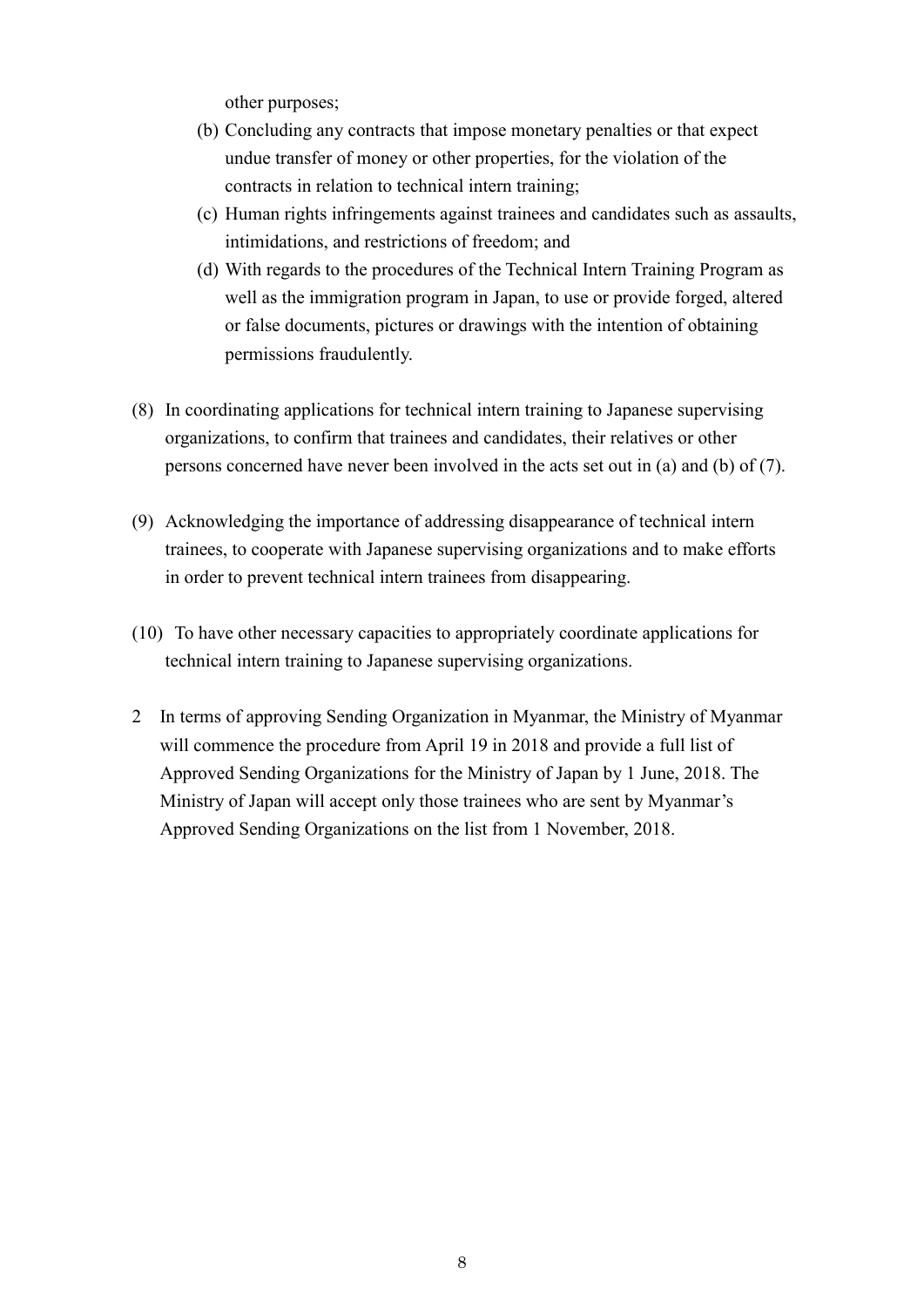other purposes;

(b) Concluding any contracts that impose monetary penalties or that expect undue transfer of money or other properties, for the violation of the contracts in relation to technical intern training;

(c) Human rights infringements against trainees and candidates such as assaults, intimidations, and restrictions of freedom; and

(d) With regards to the procedures of the Technical Intern Training Program as well as the immigration program in Japan, to use or provide forged, altered or false documents, pictures or drawings with the intention of obtaining permissions fraudulently.

(8) In coordinating applications for technical intern training to Japanese supervising organizations, to confirm that trainees and candidates, their relatives or other persons concerned have never been involved in the acts set out in (a) and (b) of (7).

(9) Acknowledging the importance of addressing disappearance of technical intern trainees, to cooperate with Japanese supervising organizations and to make efforts in order to prevent technical intern trainees from disappearing.

(10) To have other necessary capacities to appropriately coordinate applications for technical intern training to Japanese supervising organizations.

2 In terms of approving Sending Organization in Myanmar, the Ministry of Myanmar will commence the procedure from April 19 in 2018 and provide a full list of Approved Sending Organizations for the Ministry of Japan by 1 June, 2018. The Ministry of Japan will accept only those trainees who are sent by Myanmar's Approved Sending Organizations on the list from 1 November, 2018.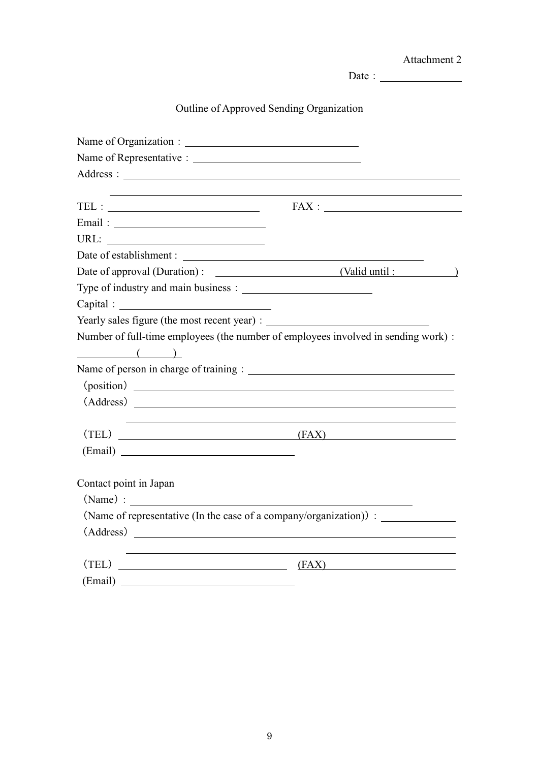Attachment 2

Date：______________

# Outline of Approved Sending Organization

Name of Organization：______________________________

Name of Representative：______________________________

Address：__________________________________________________________

__________________________________________________________

TEL：__________________________ FAX：________________________

Email：__________________________

URL: __________________________

Date of establishment : __________________________________________

Date of approval (Duration) : ____________________ (Valid until : __________)

Type of industry and main business：______________________

Capital：__________________________

Yearly sales figure (the most recent year) : ____________________________

Number of full-time employees (the number of employees involved in sending work) :

__________ ( ______ )

Name of person in charge of training：__________________________________

(position) __________________________________________________________

(Address) __________________________________________________________

__________________________________________________________

(TEL) ______________________________ (FAX) ______________________

(Email) ______________________________

Contact point in Japan

(Name)：__________________________________________________

(Name of representative (In the case of a company/organization))：____________

(Address) __________________________________________________________

__________________________________________________________

(TEL) ______________________________ (FAX) ______________________

(Email) ______________________________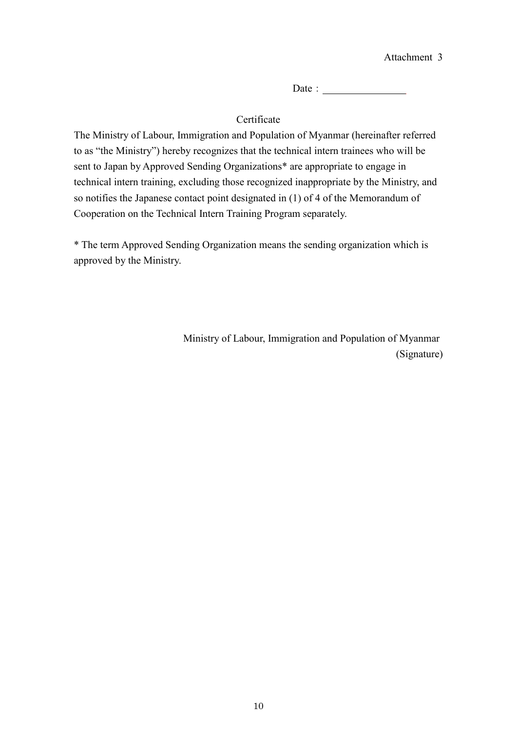Attachment 3

Date : \_\_\_\_\_\_\_\_\_\_\_\_\_\_\_\_

## Certificate

The Ministry of Labour, Immigration and Population of Myanmar (hereinafter referred to as "the Ministry") hereby recognizes that the technical intern trainees who will be sent to Japan by Approved Sending Organizations* are appropriate to engage in technical intern training, excluding those recognized inappropriate by the Ministry, and so notifies the Japanese contact point designated in (1) of 4 of the Memorandum of Cooperation on the Technical Intern Training Program separately.

* The term Approved Sending Organization means the sending organization which is approved by the Ministry.

Ministry of Labour, Immigration and Population of Myanmar

(Signature)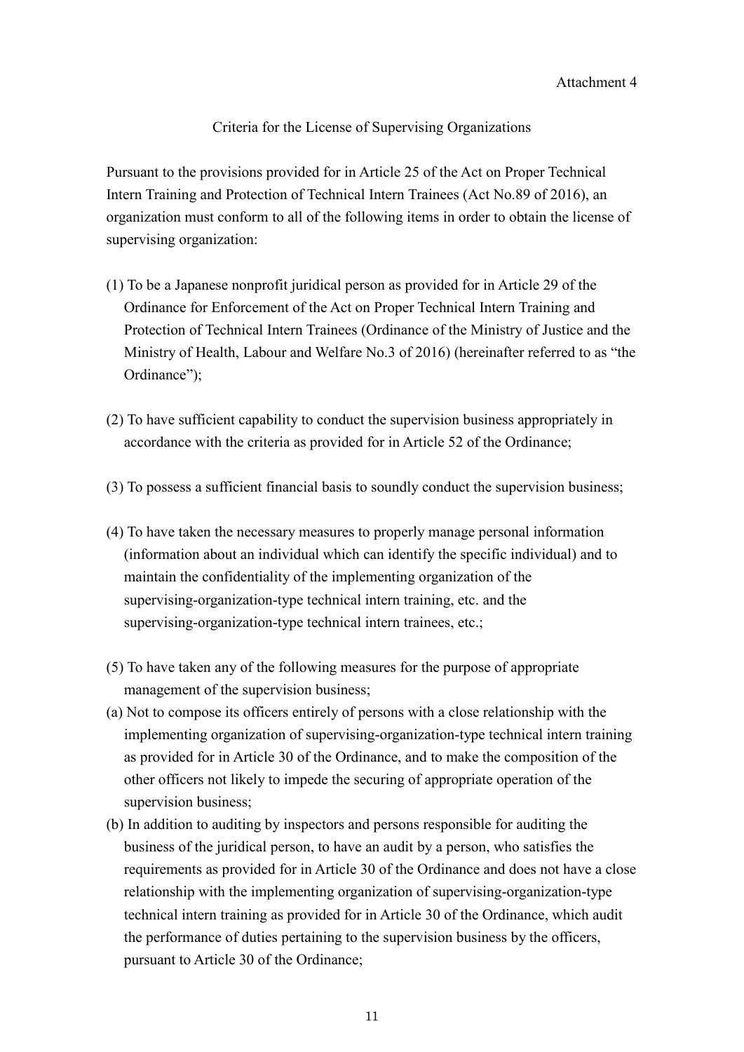Attachment 4

## Criteria for the License of Supervising Organizations

Pursuant to the provisions provided for in Article 25 of the Act on Proper Technical Intern Training and Protection of Technical Intern Trainees (Act No.89 of 2016), an organization must conform to all of the following items in order to obtain the license of supervising organization:

(1) To be a Japanese nonprofit juridical person as provided for in Article 29 of the Ordinance for Enforcement of the Act on Proper Technical Intern Training and Protection of Technical Intern Trainees (Ordinance of the Ministry of Justice and the Ministry of Health, Labour and Welfare No.3 of 2016) (hereinafter referred to as "the Ordinance");

(2) To have sufficient capability to conduct the supervision business appropriately in accordance with the criteria as provided for in Article 52 of the Ordinance;

(3) To possess a sufficient financial basis to soundly conduct the supervision business;

(4) To have taken the necessary measures to properly manage personal information (information about an individual which can identify the specific individual) and to maintain the confidentiality of the implementing organization of the supervising-organization-type technical intern training, etc. and the supervising-organization-type technical intern trainees, etc.;

(5) To have taken any of the following measures for the purpose of appropriate management of the supervision business;

(a) Not to compose its officers entirely of persons with a close relationship with the implementing organization of supervising-organization-type technical intern training as provided for in Article 30 of the Ordinance, and to make the composition of the other officers not likely to impede the securing of appropriate operation of the supervision business;

(b) In addition to auditing by inspectors and persons responsible for auditing the business of the juridical person, to have an audit by a person, who satisfies the requirements as provided for in Article 30 of the Ordinance and does not have a close relationship with the implementing organization of supervising-organization-type technical intern training as provided for in Article 30 of the Ordinance, which audit the performance of duties pertaining to the supervision business by the officers, pursuant to Article 30 of the Ordinance;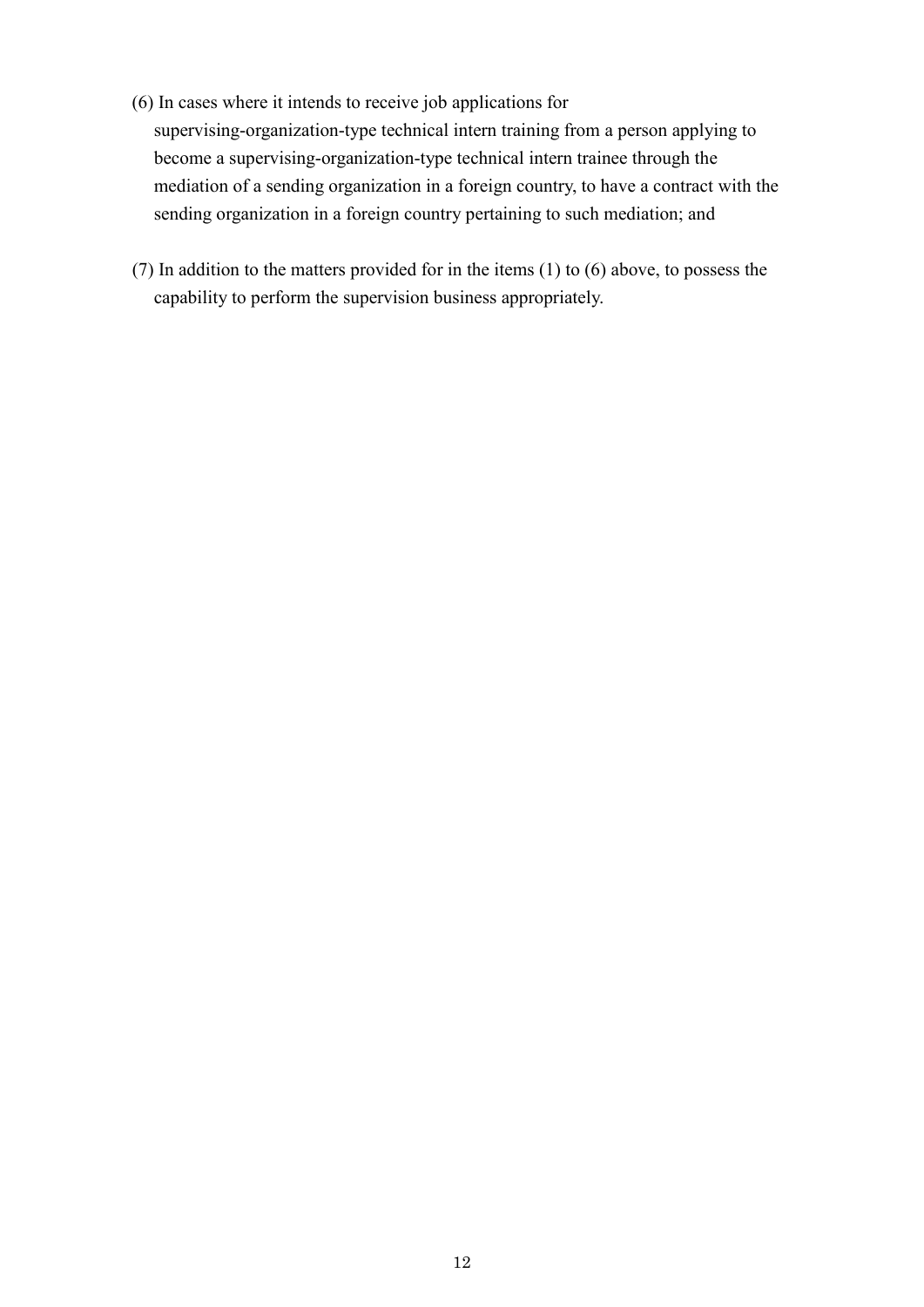(6) In cases where it intends to receive job applications for supervising-organization-type technical intern training from a person applying to become a supervising-organization-type technical intern trainee through the mediation of a sending organization in a foreign country, to have a contract with the sending organization in a foreign country pertaining to such mediation; and

(7) In addition to the matters provided for in the items (1) to (6) above, to possess the capability to perform the supervision business appropriately.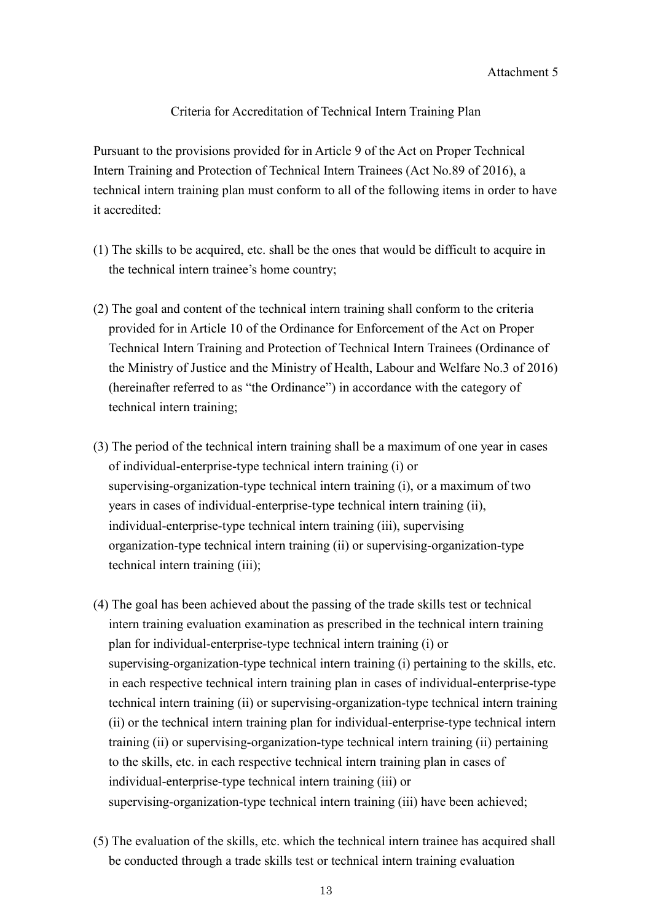Attachment 5

## Criteria for Accreditation of Technical Intern Training Plan

Pursuant to the provisions provided for in Article 9 of the Act on Proper Technical Intern Training and Protection of Technical Intern Trainees (Act No.89 of 2016), a technical intern training plan must conform to all of the following items in order to have it accredited:

(1) The skills to be acquired, etc. shall be the ones that would be difficult to acquire in the technical intern trainee's home country;

(2) The goal and content of the technical intern training shall conform to the criteria provided for in Article 10 of the Ordinance for Enforcement of the Act on Proper Technical Intern Training and Protection of Technical Intern Trainees (Ordinance of the Ministry of Justice and the Ministry of Health, Labour and Welfare No.3 of 2016) (hereinafter referred to as "the Ordinance") in accordance with the category of technical intern training;

(3) The period of the technical intern training shall be a maximum of one year in cases of individual-enterprise-type technical intern training (i) or supervising-organization-type technical intern training (i), or a maximum of two years in cases of individual-enterprise-type technical intern training (ii), individual-enterprise-type technical intern training (iii), supervising organization-type technical intern training (ii) or supervising-organization-type technical intern training (iii);

(4) The goal has been achieved about the passing of the trade skills test or technical intern training evaluation examination as prescribed in the technical intern training plan for individual-enterprise-type technical intern training (i) or supervising-organization-type technical intern training (i) pertaining to the skills, etc. in each respective technical intern training plan in cases of individual-enterprise-type technical intern training (ii) or supervising-organization-type technical intern training (ii) or the technical intern training plan for individual-enterprise-type technical intern training (ii) or supervising-organization-type technical intern training (ii) pertaining to the skills, etc. in each respective technical intern training plan in cases of individual-enterprise-type technical intern training (iii) or supervising-organization-type technical intern training (iii) have been achieved;

(5) The evaluation of the skills, etc. which the technical intern trainee has acquired shall be conducted through a trade skills test or technical intern training evaluation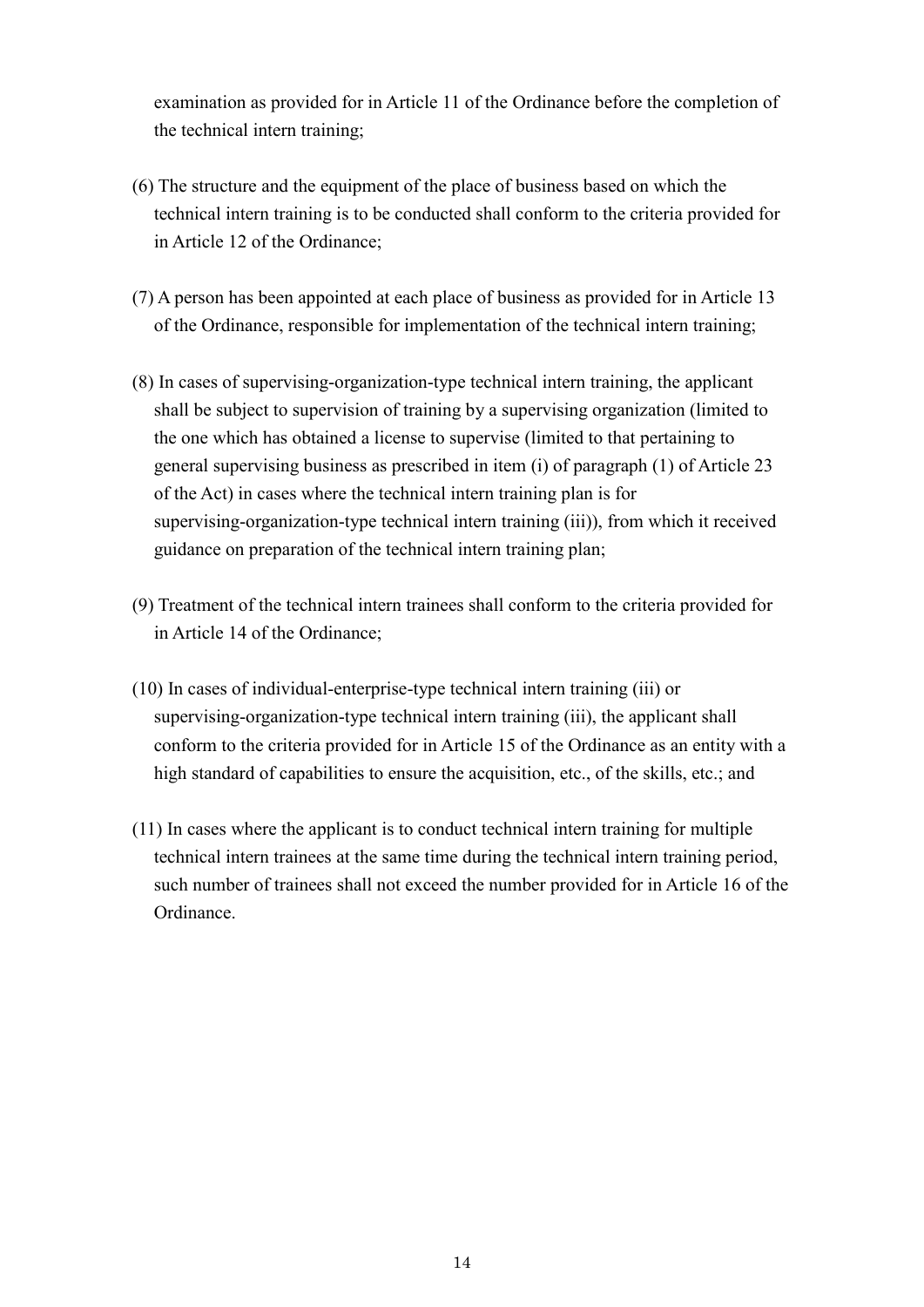examination as provided for in Article 11 of the Ordinance before the completion of the technical intern training;

(6) The structure and the equipment of the place of business based on which the technical intern training is to be conducted shall conform to the criteria provided for in Article 12 of the Ordinance;

(7) A person has been appointed at each place of business as provided for in Article 13 of the Ordinance, responsible for implementation of the technical intern training;

(8) In cases of supervising-organization-type technical intern training, the applicant shall be subject to supervision of training by a supervising organization (limited to the one which has obtained a license to supervise (limited to that pertaining to general supervising business as prescribed in item (i) of paragraph (1) of Article 23 of the Act) in cases where the technical intern training plan is for supervising-organization-type technical intern training (iii)), from which it received guidance on preparation of the technical intern training plan;

(9) Treatment of the technical intern trainees shall conform to the criteria provided for in Article 14 of the Ordinance;

(10) In cases of individual-enterprise-type technical intern training (iii) or supervising-organization-type technical intern training (iii), the applicant shall conform to the criteria provided for in Article 15 of the Ordinance as an entity with a high standard of capabilities to ensure the acquisition, etc., of the skills, etc.; and

(11) In cases where the applicant is to conduct technical intern training for multiple technical intern trainees at the same time during the technical intern training period, such number of trainees shall not exceed the number provided for in Article 16 of the Ordinance.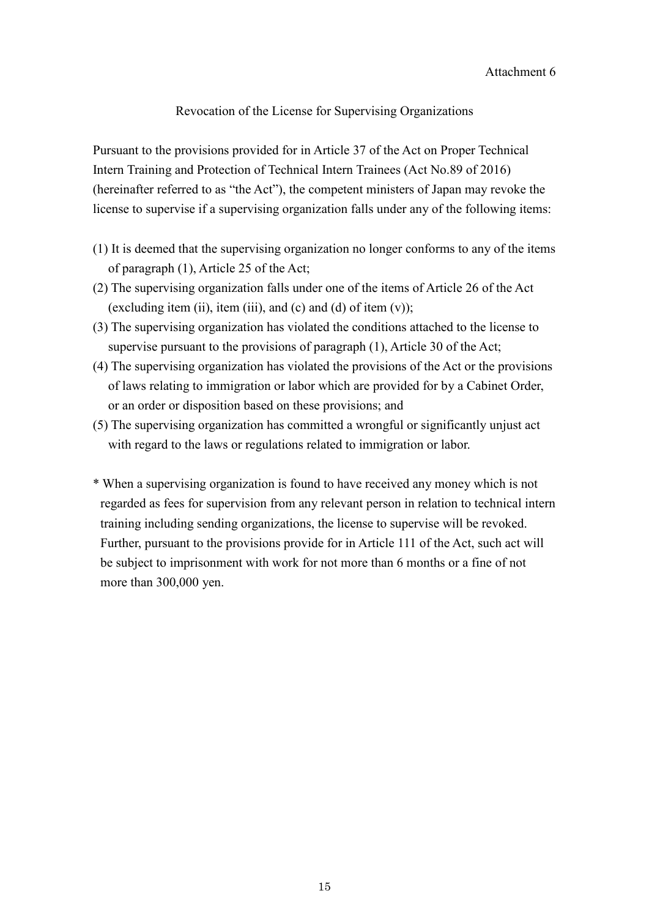Attachment 6

## Revocation of the License for Supervising Organizations

Pursuant to the provisions provided for in Article 37 of the Act on Proper Technical Intern Training and Protection of Technical Intern Trainees (Act No.89 of 2016) (hereinafter referred to as "the Act"), the competent ministers of Japan may revoke the license to supervise if a supervising organization falls under any of the following items:

(1) It is deemed that the supervising organization no longer conforms to any of the items of paragraph (1), Article 25 of the Act;
(2) The supervising organization falls under one of the items of Article 26 of the Act (excluding item (ii), item (iii), and (c) and (d) of item (v));
(3) The supervising organization has violated the conditions attached to the license to supervise pursuant to the provisions of paragraph (1), Article 30 of the Act;
(4) The supervising organization has violated the provisions of the Act or the provisions of laws relating to immigration or labor which are provided for by a Cabinet Order, or an order or disposition based on these provisions; and
(5) The supervising organization has committed a wrongful or significantly unjust act with regard to the laws or regulations related to immigration or labor.

\* When a supervising organization is found to have received any money which is not regarded as fees for supervision from any relevant person in relation to technical intern training including sending organizations, the license to supervise will be revoked. Further, pursuant to the provisions provide for in Article 111 of the Act, such act will be subject to imprisonment with work for not more than 6 months or a fine of not more than 300,000 yen.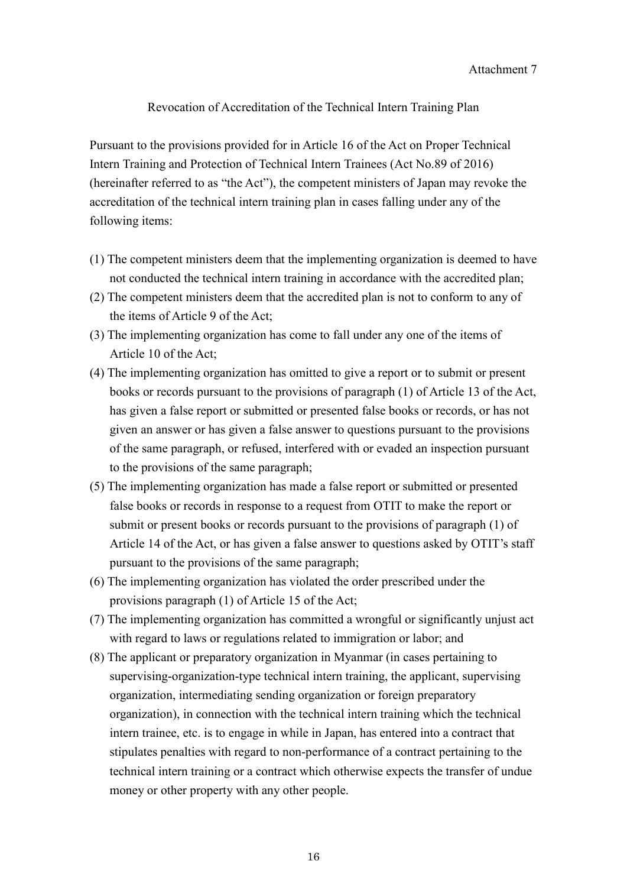Attachment 7

## Revocation of Accreditation of the Technical Intern Training Plan

Pursuant to the provisions provided for in Article 16 of the Act on Proper Technical Intern Training and Protection of Technical Intern Trainees (Act No.89 of 2016) (hereinafter referred to as "the Act"), the competent ministers of Japan may revoke the accreditation of the technical intern training plan in cases falling under any of the following items:

(1) The competent ministers deem that the implementing organization is deemed to have not conducted the technical intern training in accordance with the accredited plan;

(2) The competent ministers deem that the accredited plan is not to conform to any of the items of Article 9 of the Act;

(3) The implementing organization has come to fall under any one of the items of Article 10 of the Act;

(4) The implementing organization has omitted to give a report or to submit or present books or records pursuant to the provisions of paragraph (1) of Article 13 of the Act, has given a false report or submitted or presented false books or records, or has not given an answer or has given a false answer to questions pursuant to the provisions of the same paragraph, or refused, interfered with or evaded an inspection pursuant to the provisions of the same paragraph;

(5) The implementing organization has made a false report or submitted or presented false books or records in response to a request from OTIT to make the report or submit or present books or records pursuant to the provisions of paragraph (1) of Article 14 of the Act, or has given a false answer to questions asked by OTIT's staff pursuant to the provisions of the same paragraph;

(6) The implementing organization has violated the order prescribed under the provisions paragraph (1) of Article 15 of the Act;

(7) The implementing organization has committed a wrongful or significantly unjust act with regard to laws or regulations related to immigration or labor; and

(8) The applicant or preparatory organization in Myanmar (in cases pertaining to supervising-organization-type technical intern training, the applicant, supervising organization, intermediating sending organization or foreign preparatory organization), in connection with the technical intern training which the technical intern trainee, etc. is to engage in while in Japan, has entered into a contract that stipulates penalties with regard to non-performance of a contract pertaining to the technical intern training or a contract which otherwise expects the transfer of undue money or other property with any other people.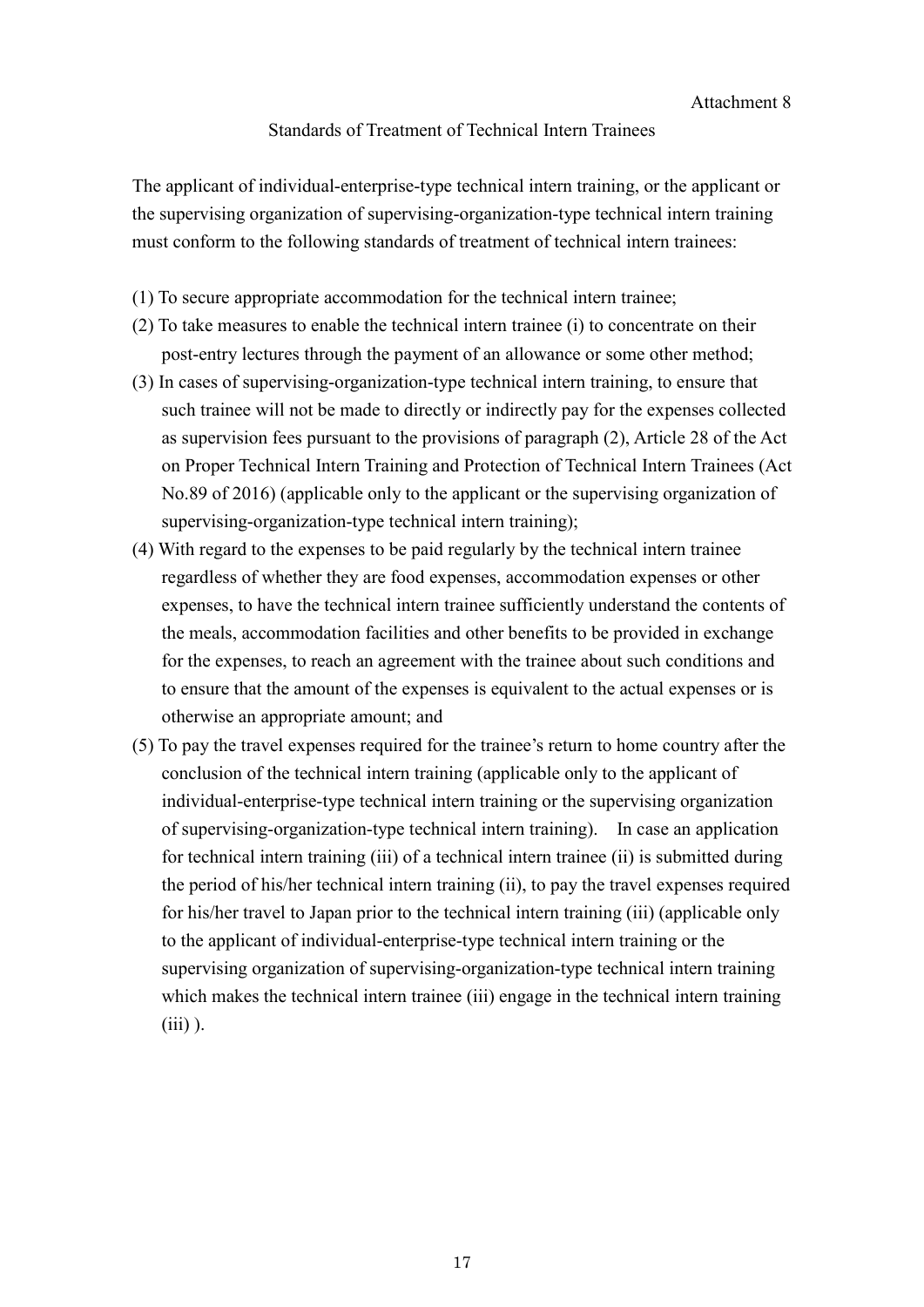Attachment 8

## Standards of Treatment of Technical Intern Trainees

The applicant of individual-enterprise-type technical intern training, or the applicant or the supervising organization of supervising-organization-type technical intern training must conform to the following standards of treatment of technical intern trainees:

(1) To secure appropriate accommodation for the technical intern trainee;

(2) To take measures to enable the technical intern trainee (i) to concentrate on their post-entry lectures through the payment of an allowance or some other method;

(3) In cases of supervising-organization-type technical intern training, to ensure that such trainee will not be made to directly or indirectly pay for the expenses collected as supervision fees pursuant to the provisions of paragraph (2), Article 28 of the Act on Proper Technical Intern Training and Protection of Technical Intern Trainees (Act No.89 of 2016) (applicable only to the applicant or the supervising organization of supervising-organization-type technical intern training);

(4) With regard to the expenses to be paid regularly by the technical intern trainee regardless of whether they are food expenses, accommodation expenses or other expenses, to have the technical intern trainee sufficiently understand the contents of the meals, accommodation facilities and other benefits to be provided in exchange for the expenses, to reach an agreement with the trainee about such conditions and to ensure that the amount of the expenses is equivalent to the actual expenses or is otherwise an appropriate amount; and

(5) To pay the travel expenses required for the trainee's return to home country after the conclusion of the technical intern training (applicable only to the applicant of individual-enterprise-type technical intern training or the supervising organization of supervising-organization-type technical intern training). In case an application for technical intern training (iii) of a technical intern trainee (ii) is submitted during the period of his/her technical intern training (ii), to pay the travel expenses required for his/her travel to Japan prior to the technical intern training (iii) (applicable only to the applicant of individual-enterprise-type technical intern training or the supervising organization of supervising-organization-type technical intern training which makes the technical intern trainee (iii) engage in the technical intern training (iii) ).